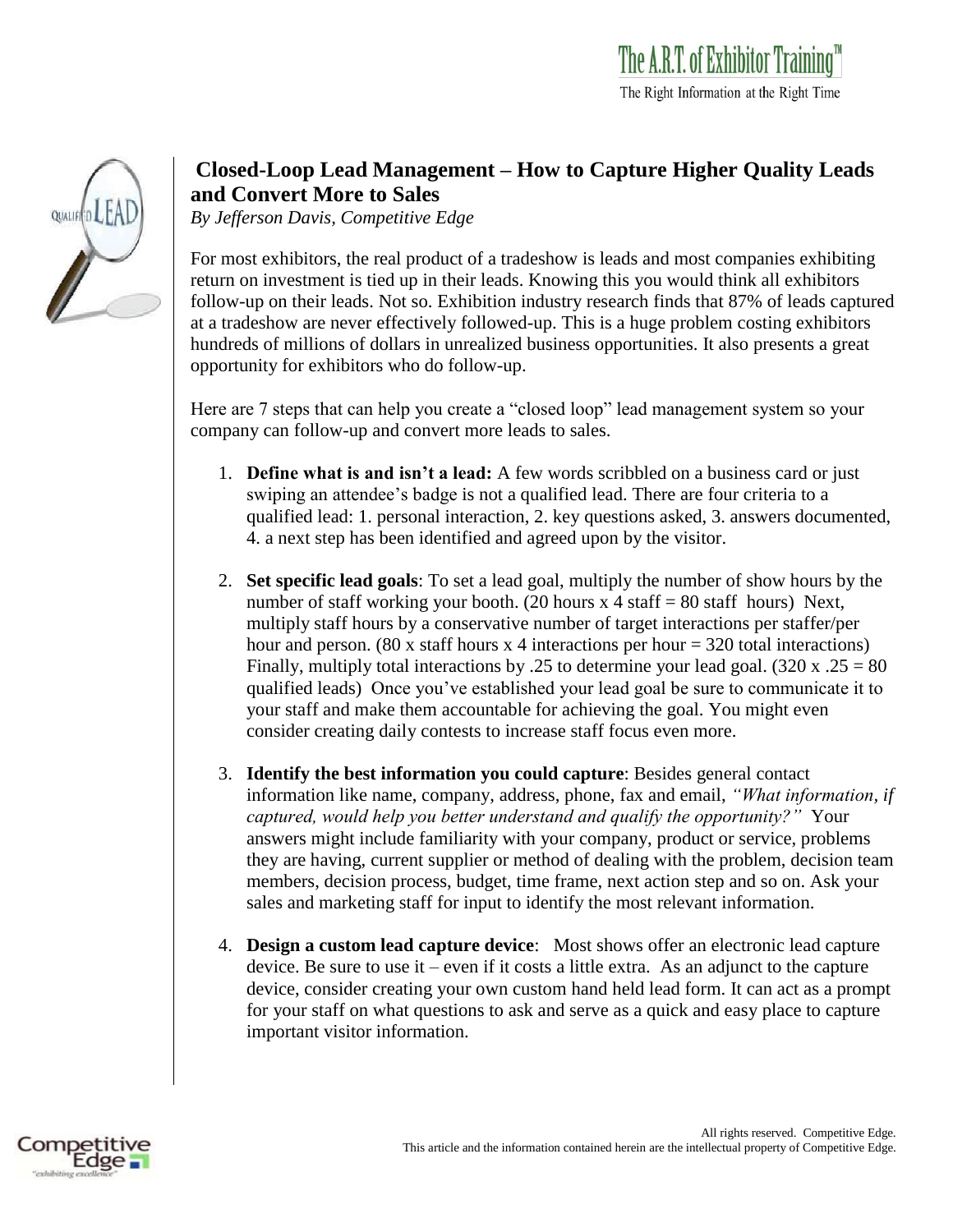## Closed-Loop Lead Management – How to Capture Higher Quality Leads and Convert More to Sales

*By Jefferson Davis, Competitive Edge*

For most exhibitors, the real product of a tradeshow is leads and most companies exhibiting return on investment is tied up in their leads. Knowing this you would think all exhibitors follow-up on their leads. Not so. Exhibition industry research finds that 87% of leads captured at a tradeshow are never effectively followed-up. This is a huge problem costing exhibitors hundreds of millions of dollars in unrealized business opportunities. It also presents a great opportunity for exhibitors who do follow-up.

Here are 7 steps that can help you create a "closed loop" lead management system so your company can follow-up and convert more leads to sales.

1. **Define what is and isn't a lead:** A few words scribbled on a business card or just swiping an attendee's badge is not a qualified lead. There are four criteria to a qualified lead: 1. personal interaction, 2. key questions asked, 3. answers documented, 4. a next step has been identified and agreed upon by the visitor.

2. **Set specific lead goals**: To set a lead goal, multiply the number of show hours by the number of staff working your booth. (20 hours x 4 staff = 80 staff hours) Next, multiply staff hours by a conservative number of target interactions per staffer/per hour and person. (80 x staff hours x 4 interactions per hour = 320 total interactions) Finally, multiply total interactions by .25 to determine your lead goal. (320 x .25 = 80 qualified leads) Once you've established your lead goal be sure to communicate it to your staff and make them accountable for achieving the goal. You might even consider creating daily contests to increase staff focus even more.

3. **Identify the best information you could capture**: Besides general contact information like name, company, address, phone, fax and email, *"What information, if captured, would help you better understand and qualify the opportunity?"* Your answers might include familiarity with your company, product or service, problems they are having, current supplier or method of dealing with the problem, decision team members, decision process, budget, time frame, next action step and so on. Ask your sales and marketing staff for input to identify the most relevant information.

4. **Design a custom lead capture device**: Most shows offer an electronic lead capture device. Be sure to use it – even if it costs a little extra. As an adjunct to the capture device, consider creating your own custom hand held lead form. It can act as a prompt for your staff on what questions to ask and serve as a quick and easy place to capture important visitor information.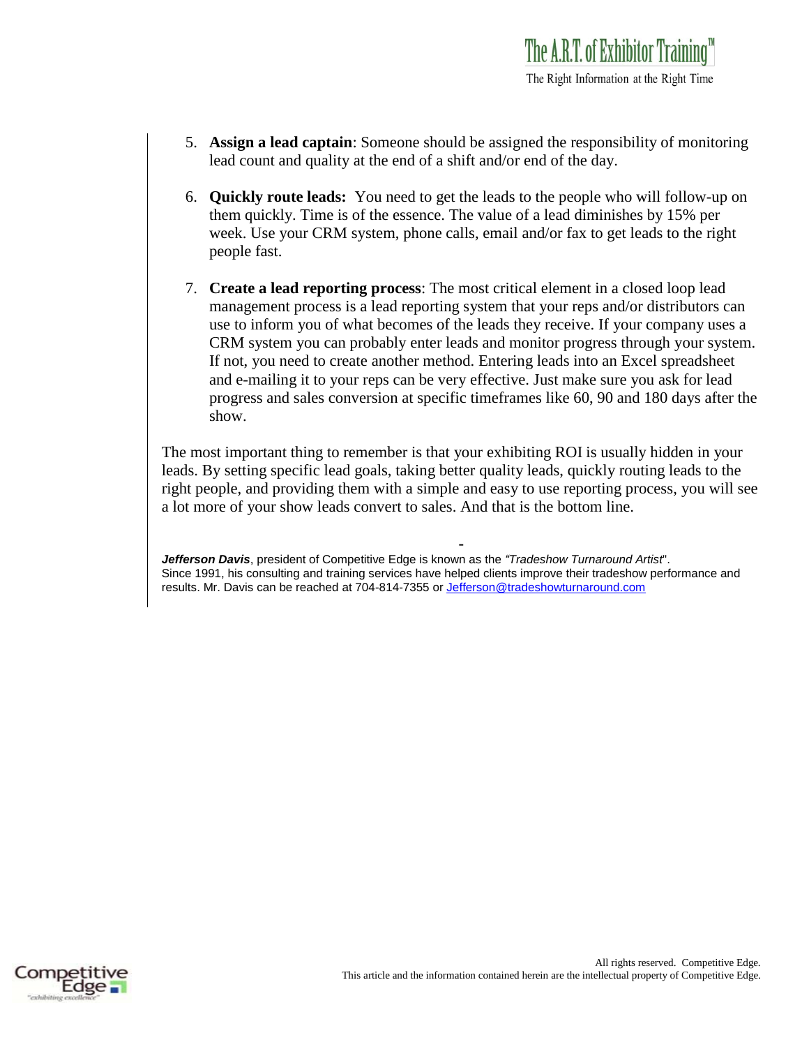5. **Assign a lead captain**: Someone should be assigned the responsibility of monitoring lead count and quality at the end of a shift and/or end of the day.

6. **Quickly route leads:** You need to get the leads to the people who will follow-up on them quickly. Time is of the essence. The value of a lead diminishes by 15% per week. Use your CRM system, phone calls, email and/or fax to get leads to the right people fast.

7. **Create a lead reporting process**: The most critical element in a closed loop lead management process is a lead reporting system that your reps and/or distributors can use to inform you of what becomes of the leads they receive. If your company uses a CRM system you can probably enter leads and monitor progress through your system. If not, you need to create another method. Entering leads into an Excel spreadsheet and e-mailing it to your reps can be very effective. Just make sure you ask for lead progress and sales conversion at specific timeframes like 60, 90 and 180 days after the show.

The most important thing to remember is that your exhibiting ROI is usually hidden in your leads. By setting specific lead goals, taking better quality leads, quickly routing leads to the right people, and providing them with a simple and easy to use reporting process, you will see a lot more of your show leads convert to sales. And that is the bottom line.

-

***Jefferson Davis***, president of Competitive Edge is known as the *"Tradeshow Turnaround Artist*". Since 1991, his consulting and training services have helped clients improve their tradeshow performance and results. Mr. Davis can be reached at 704-814-7355 or Jefferson@tradeshowturnaround.com